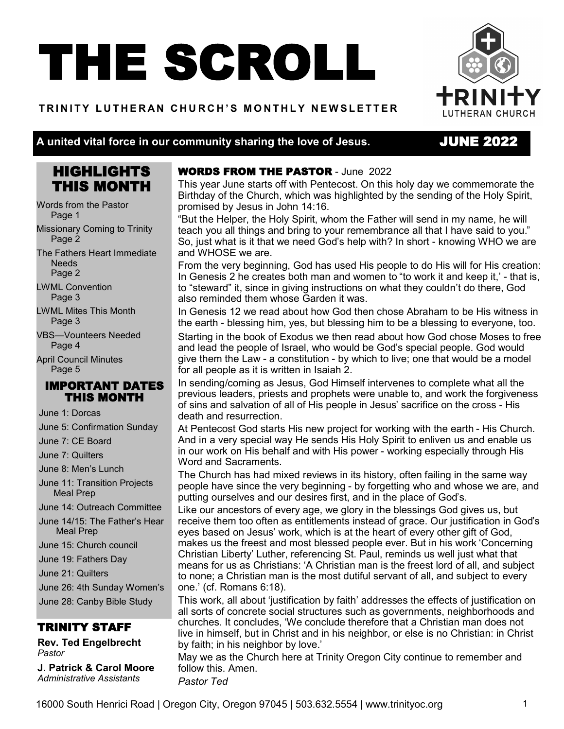# THE SCROLL

**TRINITY LUTHERAN CHURCH'S MONTHLY NEWSLETTER**

TRINITY LUTHERAN CHURCH

**A united vital force in our community sharing the love of Jesus.** **JUNE 2022**

## HIGHLIGHTS THIS MONTH

- Words from the Pastor Page 1
- Missionary Coming to Trinity Page 2
- The Fathers Heart Immediate Needs Page 2
- LWML Convention Page 3
- LWML Mites This Month Page 3
- VBS—Vounteers Needed Page 4
- April Council Minutes Page 5

## IMPORTANT DATES THIS MONTH

- June 1: Dorcas
- June 5: Confirmation Sunday
- June 7: CE Board
- June 7: Quilters
- June 8: Men's Lunch
- June 11: Transition Projects Meal Prep
- June 14: Outreach Committee
- June 14/15: The Father's Hear Meal Prep
- June 15: Church council
- June 19: Fathers Day
- June 21: Quilters
- June 26: 4th Sunday Women's
- June 28: Canby Bible Study

## TRINITY STAFF

**Rev. Ted Engelbrecht**
*Pastor*

**J. Patrick & Carol Moore**
*Administrative Assistants*

## WORDS FROM THE PASTOR - June 2022

This year June starts off with Pentecost. On this holy day we commemorate the Birthday of the Church, which was highlighted by the sending of the Holy Spirit, promised by Jesus in John 14:16.

"But the Helper, the Holy Spirit, whom the Father will send in my name, he will teach you all things and bring to your remembrance all that I have said to you." So, just what is it that we need God's help with? In short - knowing WHO we are and WHOSE we are.

From the very beginning, God has used His people to do His will for His creation: In Genesis 2 he creates both man and women to "to work it and keep it,' - that is, to "steward" it, since in giving instructions on what they couldn't do there, God also reminded them whose Garden it was.

In Genesis 12 we read about how God then chose Abraham to be His witness in the earth - blessing him, yes, but blessing him to be a blessing to everyone, too.

Starting in the book of Exodus we then read about how God chose Moses to free and lead the people of Israel, who would be God's special people. God would give them the Law - a constitution - by which to live; one that would be a model for all people as it is written in Isaiah 2.

In sending/coming as Jesus, God Himself intervenes to complete what all the previous leaders, priests and prophets were unable to, and work the forgiveness of sins and salvation of all of His people in Jesus' sacrifice on the cross - His death and resurrection.

At Pentecost God starts His new project for working with the earth - His Church. And in a very special way He sends His Holy Spirit to enliven us and enable us in our work on His behalf and with His power - working especially through His Word and Sacraments.

The Church has had mixed reviews in its history, often failing in the same way people have since the very beginning - by forgetting who and whose we are, and putting ourselves and our desires first, and in the place of God's.

Like our ancestors of every age, we glory in the blessings God gives us, but receive them too often as entitlements instead of grace. Our justification in God's eyes based on Jesus' work, which is at the heart of every other gift of God, makes us the freest and most blessed people ever. But in his work 'Concerning Christian Liberty' Luther, referencing St. Paul, reminds us well just what that means for us as Christians: 'A Christian man is the freest lord of all, and subject to none; a Christian man is the most dutiful servant of all, and subject to every one.' (cf. Romans 6:18).

This work, all about 'justification by faith' addresses the effects of justification on all sorts of concrete social structures such as governments, neighborhoods and churches. It concludes, 'We conclude therefore that a Christian man does not live in himself, but in Christ and in his neighbor, or else is no Christian: in Christ by faith; in his neighbor by love.'

May we as the Church here at Trinity Oregon City continue to remember and follow this. Amen.

*Pastor Ted*

16000 South Henrici Road | Oregon City, Oregon 97045 | 503.632.5554 | www.trinityoc.org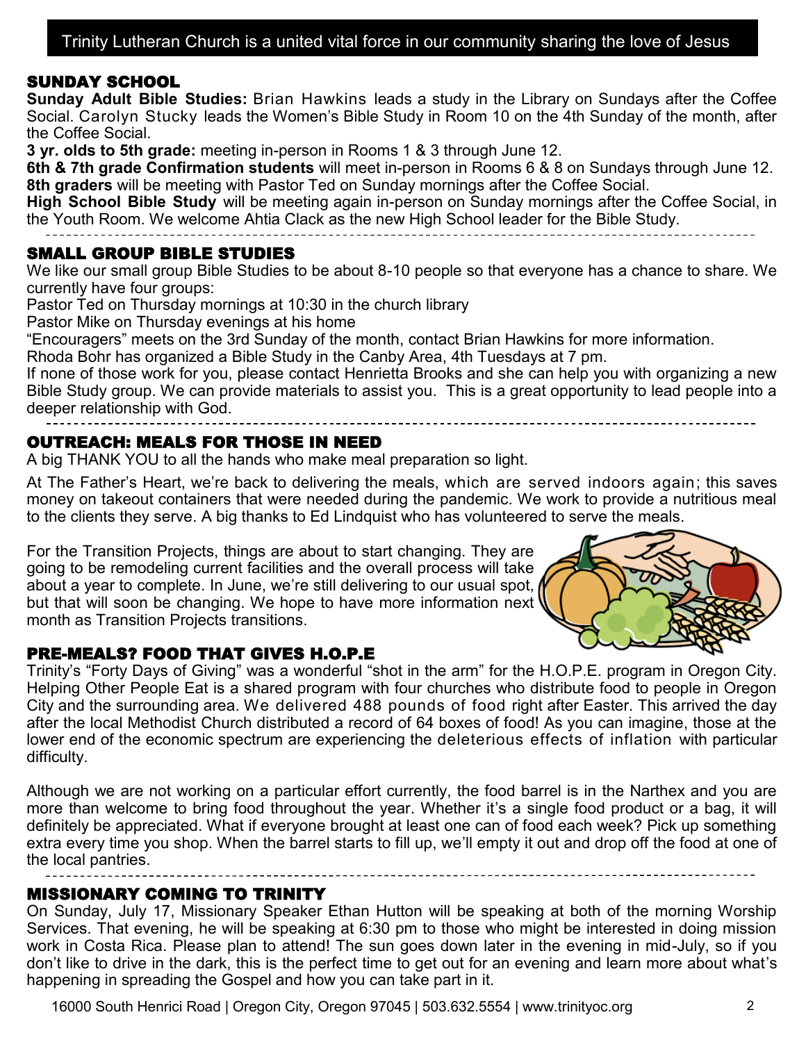Trinity Lutheran Church is a united vital force in our community sharing the love of Jesus

## SUNDAY SCHOOL

**Sunday Adult Bible Studies:** Brian Hawkins leads a study in the Library on Sundays after the Coffee Social. Carolyn Stucky leads the Women's Bible Study in Room 10 on the 4th Sunday of the month, after the Coffee Social.

**3 yr. olds to 5th grade:** meeting in-person in Rooms 1 & 3 through June 12.

**6th & 7th grade Confirmation students** will meet in-person in Rooms 6 & 8 on Sundays through June 12.

**8th graders** will be meeting with Pastor Ted on Sunday mornings after the Coffee Social.

**High School Bible Study** will be meeting again in-person on Sunday mornings after the Coffee Social, in the Youth Room. We welcome Ahtia Clack as the new High School leader for the Bible Study.

## SMALL GROUP BIBLE STUDIES

We like our small group Bible Studies to be about 8-10 people so that everyone has a chance to share. We currently have four groups:

Pastor Ted on Thursday mornings at 10:30 in the church library

Pastor Mike on Thursday evenings at his home

"Encouragers" meets on the 3rd Sunday of the month, contact Brian Hawkins for more information.

Rhoda Bohr has organized a Bible Study in the Canby Area, 4th Tuesdays at 7 pm.

If none of those work for you, please contact Henrietta Brooks and she can help you with organizing a new Bible Study group. We can provide materials to assist you. This is a great opportunity to lead people into a deeper relationship with God.

## OUTREACH: MEALS FOR THOSE IN NEED

A big THANK YOU to all the hands who make meal preparation so light.

At The Father's Heart, we're back to delivering the meals, which are served indoors again; this saves money on takeout containers that were needed during the pandemic. We work to provide a nutritious meal to the clients they serve. A big thanks to Ed Lindquist who has volunteered to serve the meals.

For the Transition Projects, things are about to start changing. They are going to be remodeling current facilities and the overall process will take about a year to complete. In June, we're still delivering to our usual spot, but that will soon be changing. We hope to have more information next month as Transition Projects transitions.

## PRE-MEALS? FOOD THAT GIVES H.O.P.E

Trinity's "Forty Days of Giving" was a wonderful "shot in the arm" for the H.O.P.E. program in Oregon City. Helping Other People Eat is a shared program with four churches who distribute food to people in Oregon City and the surrounding area. We delivered 488 pounds of food right after Easter. This arrived the day after the local Methodist Church distributed a record of 64 boxes of food! As you can imagine, those at the lower end of the economic spectrum are experiencing the deleterious effects of inflation with particular difficulty.

Although we are not working on a particular effort currently, the food barrel is in the Narthex and you are more than welcome to bring food throughout the year. Whether it's a single food product or a bag, it will definitely be appreciated. What if everyone brought at least one can of food each week? Pick up something extra every time you shop. When the barrel starts to fill up, we'll empty it out and drop off the food at one of the local pantries.

## MISSIONARY COMING TO TRINITY

On Sunday, July 17, Missionary Speaker Ethan Hutton will be speaking at both of the morning Worship Services. That evening, he will be speaking at 6:30 pm to those who might be interested in doing mission work in Costa Rica. Please plan to attend! The sun goes down later in the evening in mid-July, so if you don't like to drive in the dark, this is the perfect time to get out for an evening and learn more about what's happening in spreading the Gospel and how you can take part in it.

16000 South Henrici Road | Oregon City, Oregon 97045 | 503.632.5554 | www.trinityoc.org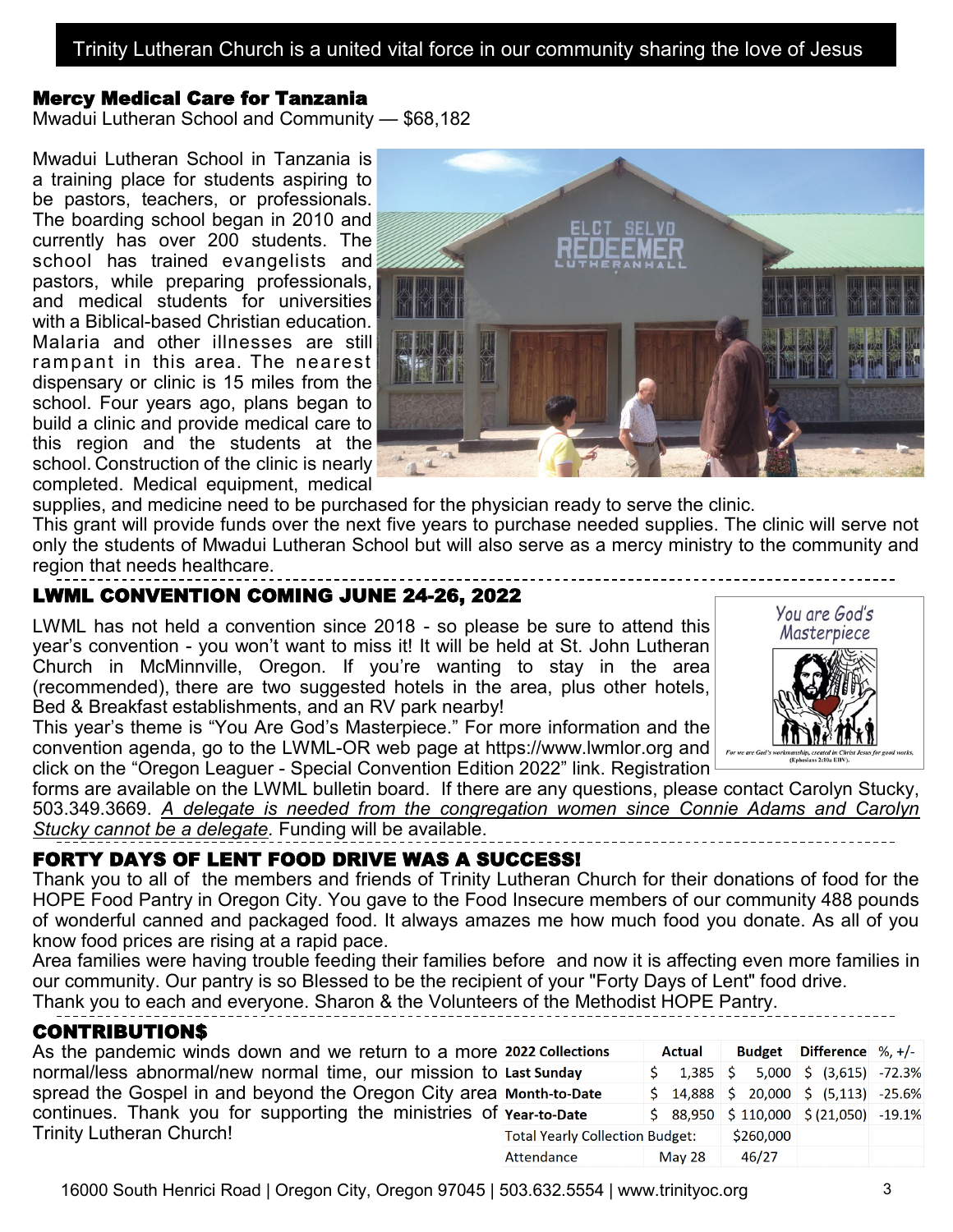Trinity Lutheran Church is a united vital force in our community sharing the love of Jesus

## Mercy Medical Care for Tanzania

Mwadui Lutheran School and Community — $68,182

Mwadui Lutheran School in Tanzania is a training place for students aspiring to be pastors, teachers, or professionals. The boarding school began in 2010 and currently has over 200 students. The school has trained evangelists and pastors, while preparing professionals, and medical students for universities with a Biblical-based Christian education. Malaria and other illnesses are still rampant in this area. The nearest dispensary or clinic is 15 miles from the school. Four years ago, plans began to build a clinic and provide medical care to this region and the students at the school. Construction of the clinic is nearly completed. Medical equipment, medical supplies, and medicine need to be purchased for the physician ready to serve the clinic.

This grant will provide funds over the next five years to purchase needed supplies. The clinic will serve not only the students of Mwadui Lutheran School but will also serve as a mercy ministry to the community and region that needs healthcare.

## LWML CONVENTION COMING JUNE 24-26, 2022

LWML has not held a convention since 2018 - so please be sure to attend this year's convention - you won't want to miss it! It will be held at St. John Lutheran Church in McMinnville, Oregon. If you're wanting to stay in the area (recommended), there are two suggested hotels in the area, plus other hotels, Bed & Breakfast establishments, and an RV park nearby!

This year's theme is "You Are God's Masterpiece." For more information and the convention agenda, go to the LWML-OR web page at https://www.lwmlor.org and click on the "Oregon Leaguer - Special Convention Edition 2022" link. Registration forms are available on the LWML bulletin board. If there are any questions, please contact Carolyn Stucky, 503.349.3669. *A delegate is needed from the congregation women since Connie Adams and Carolyn Stucky cannot be a delegate.* Funding will be available.

## FORTY DAYS OF LENT FOOD DRIVE WAS A SUCCESS!

Thank you to all of the members and friends of Trinity Lutheran Church for their donations of food for the HOPE Food Pantry in Oregon City. You gave to the Food Insecure members of our community 488 pounds of wonderful canned and packaged food. It always amazes me how much food you donate. As all of you know food prices are rising at a rapid pace.

Area families were having trouble feeding their families before and now it is affecting even more families in our community. Our pantry is so Blessed to be the recipient of your "Forty Days of Lent" food drive.

Thank you to each and everyone. Sharon & the Volunteers of the Methodist HOPE Pantry.

## CONTRIBUTION$

As the pandemic winds down and we return to a more normal/less abnormal/new normal time, our mission to spread the Gospel in and beyond the Oregon City area continues. Thank you for supporting the ministries of Trinity Lutheran Church!

| 2022 Collections | Actual | Budget | Difference | %, +/- |
|---|---|---|---|---|
| Last Sunday | $ 1,385 | $ 5,000 | $ (3,615) | -72.3% |
| Month-to-Date | $ 14,888 | $ 20,000 | $ (5,113) | -25.6% |
| Year-to-Date | $ 88,950 | $ 110,000 | $ (21,050) | -19.1% |
| Total Yearly Collection Budget: | | $260,000 | | |
| Attendance | May 28 | 46/27 | | |

16000 South Henrici Road | Oregon City, Oregon 97045 | 503.632.5554 | www.trinityoc.org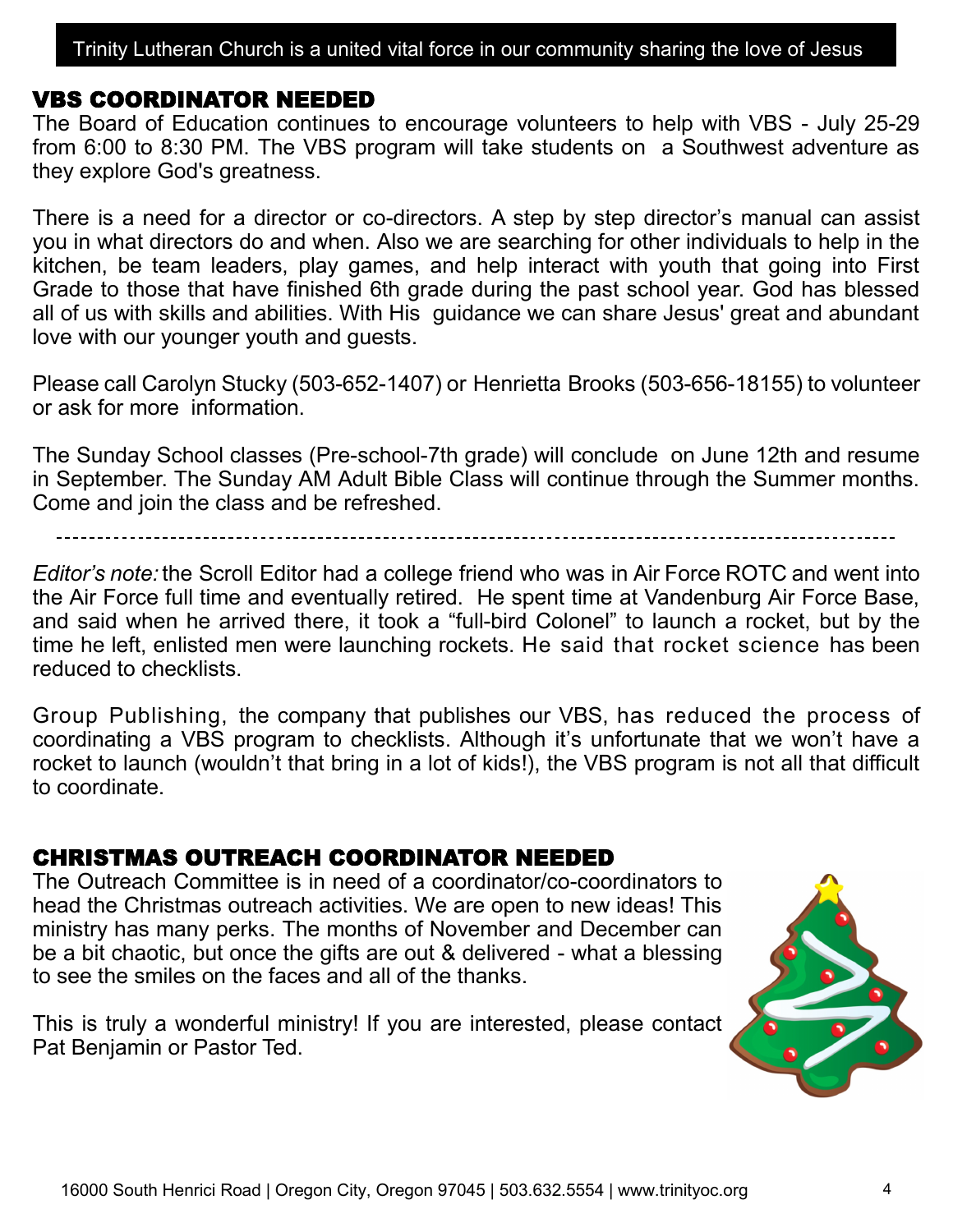## VBS COORDINATOR NEEDED

The Board of Education continues to encourage volunteers to help with VBS - July 25-29 from 6:00 to 8:30 PM. The VBS program will take students on a Southwest adventure as they explore God's greatness.

There is a need for a director or co-directors. A step by step director's manual can assist you in what directors do and when. Also we are searching for other individuals to help in the kitchen, be team leaders, play games, and help interact with youth that going into First Grade to those that have finished 6th grade during the past school year. God has blessed all of us with skills and abilities. With His guidance we can share Jesus' great and abundant love with our younger youth and guests.

Please call Carolyn Stucky (503-652-1407) or Henrietta Brooks (503-656-18155) to volunteer or ask for more information.

The Sunday School classes (Pre-school-7th grade) will conclude on June 12th and resume in September. The Sunday AM Adult Bible Class will continue through the Summer months. Come and join the class and be refreshed.

---

*Editor's note:* the Scroll Editor had a college friend who was in Air Force ROTC and went into the Air Force full time and eventually retired. He spent time at Vandenburg Air Force Base, and said when he arrived there, it took a "full-bird Colonel" to launch a rocket, but by the time he left, enlisted men were launching rockets. He said that rocket science has been reduced to checklists.

Group Publishing, the company that publishes our VBS, has reduced the process of coordinating a VBS program to checklists. Although it's unfortunate that we won't have a rocket to launch (wouldn't that bring in a lot of kids!), the VBS program is not all that difficult to coordinate.

## CHRISTMAS OUTREACH COORDINATOR NEEDED

The Outreach Committee is in need of a coordinator/co-coordinators to head the Christmas outreach activities. We are open to new ideas! This ministry has many perks. The months of November and December can be a bit chaotic, but once the gifts are out & delivered - what a blessing to see the smiles on the faces and all of the thanks.

This is truly a wonderful ministry! If you are interested, please contact Pat Benjamin or Pastor Ted.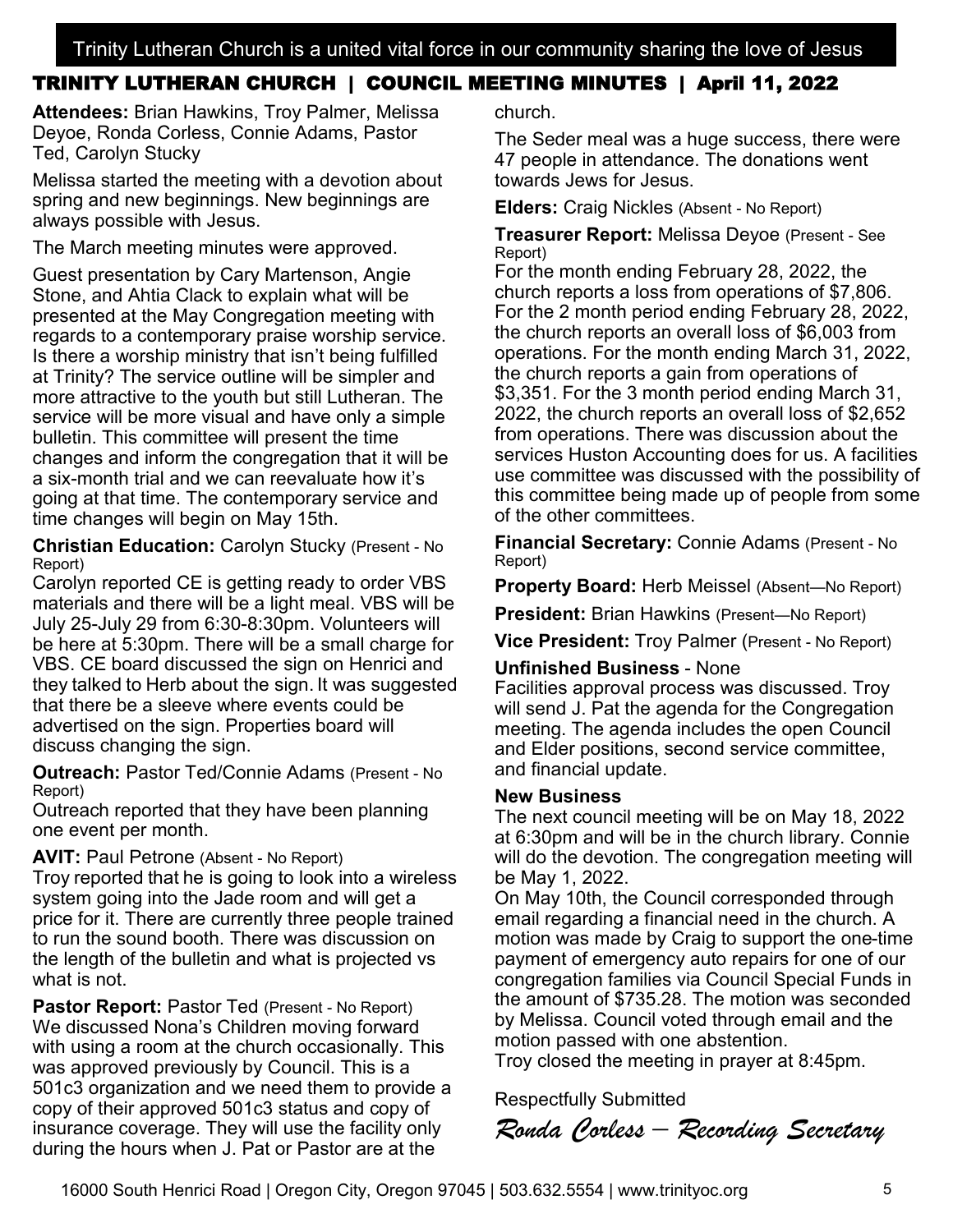Trinity Lutheran Church is a united vital force in our community sharing the love of Jesus

# TRINITY LUTHERAN CHURCH | COUNCIL MEETING MINUTES | April 11, 2022

**Attendees:** Brian Hawkins, Troy Palmer, Melissa Deyoe, Ronda Corless, Connie Adams, Pastor Ted, Carolyn Stucky

Melissa started the meeting with a devotion about spring and new beginnings. New beginnings are always possible with Jesus.

The March meeting minutes were approved.

Guest presentation by Cary Martenson, Angie Stone, and Ahtia Clack to explain what will be presented at the May Congregation meeting with regards to a contemporary praise worship service. Is there a worship ministry that isn't being fulfilled at Trinity? The service outline will be simpler and more attractive to the youth but still Lutheran. The service will be more visual and have only a simple bulletin. This committee will present the time changes and inform the congregation that it will be a six-month trial and we can reevaluate how it's going at that time. The contemporary service and time changes will begin on May 15th.

**Christian Education:** Carolyn Stucky (Present - No Report)
Carolyn reported CE is getting ready to order VBS materials and there will be a light meal. VBS will be July 25-July 29 from 6:30-8:30pm. Volunteers will be here at 5:30pm. There will be a small charge for VBS. CE board discussed the sign on Henrici and they talked to Herb about the sign. It was suggested that there be a sleeve where events could be advertised on the sign. Properties board will discuss changing the sign.

**Outreach:** Pastor Ted/Connie Adams (Present - No Report)
Outreach reported that they have been planning one event per month.

**AVIT:** Paul Petrone (Absent - No Report)
Troy reported that he is going to look into a wireless system going into the Jade room and will get a price for it. There are currently three people trained to run the sound booth. There was discussion on the length of the bulletin and what is projected vs what is not.

**Pastor Report:** Pastor Ted (Present - No Report)
We discussed Nona's Children moving forward with using a room at the church occasionally. This was approved previously by Council. This is a 501c3 organization and we need them to provide a copy of their approved 501c3 status and copy of insurance coverage. They will use the facility only during the hours when J. Pat or Pastor are at the church.

The Seder meal was a huge success, there were 47 people in attendance. The donations went towards Jews for Jesus.

**Elders:** Craig Nickles (Absent - No Report)

**Treasurer Report:** Melissa Deyoe (Present - See Report)
For the month ending February 28, 2022, the church reports a loss from operations of $7,806. For the 2 month period ending February 28, 2022, the church reports an overall loss of $6,003 from operations. For the month ending March 31, 2022, the church reports a gain from operations of $3,351. For the 3 month period ending March 31, 2022, the church reports an overall loss of $2,652 from operations. There was discussion about the services Huston Accounting does for us. A facilities use committee was discussed with the possibility of this committee being made up of people from some of the other committees.

**Financial Secretary:** Connie Adams (Present - No Report)

**Property Board:** Herb Meissel (Absent—No Report)

**President:** Brian Hawkins (Present—No Report)

**Vice President:** Troy Palmer (Present - No Report)

**Unfinished Business** - None
Facilities approval process was discussed. Troy will send J. Pat the agenda for the Congregation meeting. The agenda includes the open Council and Elder positions, second service committee, and financial update.

**New Business**
The next council meeting will be on May 18, 2022 at 6:30pm and will be in the church library. Connie will do the devotion. The congregation meeting will be May 1, 2022.
On May 10th, the Council corresponded through email regarding a financial need in the church. A motion was made by Craig to support the one-time payment of emergency auto repairs for one of our congregation families via Council Special Funds in the amount of $735.28. The motion was seconded by Melissa. Council voted through email and the motion passed with one abstention.
Troy closed the meeting in prayer at 8:45pm.

Respectfully Submitted

*Ronda Corless – Recording Secretary*

16000 South Henrici Road | Oregon City, Oregon 97045 | 503.632.5554 | www.trinityoc.org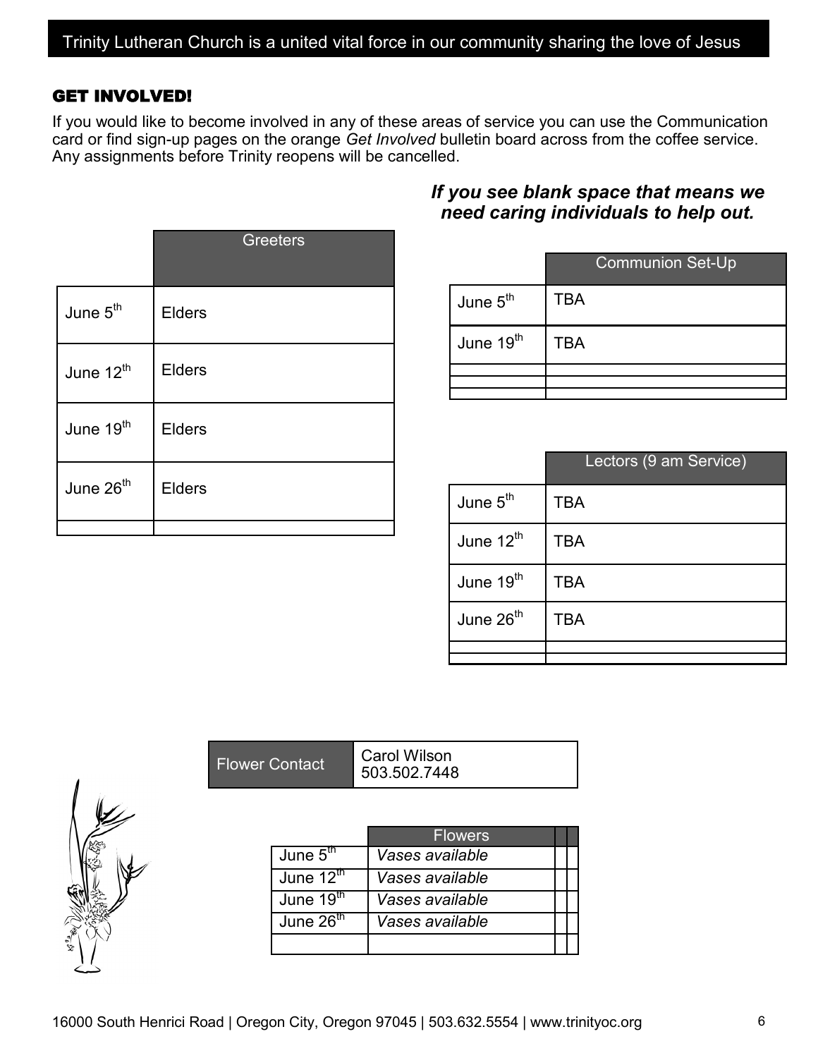Trinity Lutheran Church is a united vital force in our community sharing the love of Jesus

## GET INVOLVED!

If you would like to become involved in any of these areas of service you can use the Communication card or find sign-up pages on the orange *Get Involved* bulletin board across from the coffee service. Any assignments before Trinity reopens will be cancelled.

***If you see blank space that means we need caring individuals to help out.***

| | Greeters |
|---|---|
| June 5th | Elders |
| June 12th | Elders |
| June 19th | Elders |
| June 26th | Elders |
| | |

| | Communion Set-Up |
|---|---|
| June 5th | TBA |
| June 19th | TBA |
| | |
| | |
| | |

| | Lectors (9 am Service) |
|---|---|
| June 5th | TBA |
| June 12th | TBA |
| June 19th | TBA |
| June 26th | TBA |
| | |
| | |

| Flower Contact | Carol Wilson 503.502.7448 |
|---|---|

| | Flowers | | |
|---|---|---|---|
| June 5th | *Vases available* | | |
| June 12th | *Vases available* | | |
| June 19th | *Vases available* | | |
| June 26th | *Vases available* | | |
| | | | |

16000 South Henrici Road | Oregon City, Oregon 97045 | 503.632.5554 | www.trinityoc.org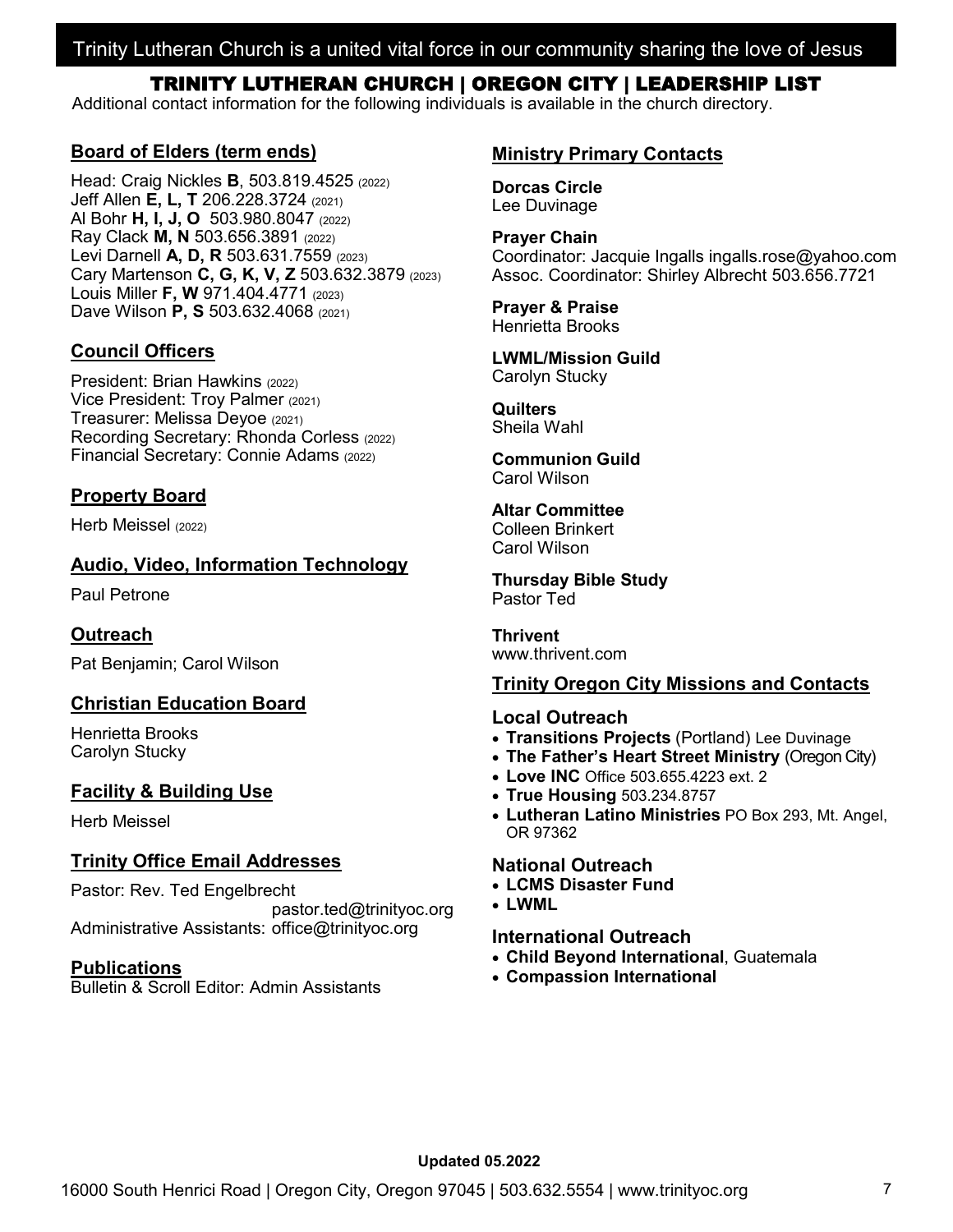Trinity Lutheran Church is a united vital force in our community sharing the love of Jesus

# TRINITY LUTHERAN CHURCH | OREGON CITY | LEADERSHIP LIST

Additional contact information for the following individuals is available in the church directory.

## Board of Elders (term ends)

Head: Craig Nickles **B**, 503.819.4525 (2022)
Jeff Allen **E, L, T** 206.228.3724 (2021)
Al Bohr **H, I, J, O** 503.980.8047 (2022)
Ray Clack **M, N** 503.656.3891 (2022)
Levi Darnell **A, D, R** 503.631.7559 (2023)
Cary Martenson **C, G, K, V, Z** 503.632.3879 (2023)
Louis Miller **F, W** 971.404.4771 (2023)
Dave Wilson **P, S** 503.632.4068 (2021)

## Council Officers

President: Brian Hawkins (2022)
Vice President: Troy Palmer (2021)
Treasurer: Melissa Deyoe (2021)
Recording Secretary: Rhonda Corless (2022)
Financial Secretary: Connie Adams (2022)

## Property Board

Herb Meissel (2022)

## Audio, Video, Information Technology

Paul Petrone

## Outreach

Pat Benjamin; Carol Wilson

## Christian Education Board

Henrietta Brooks
Carolyn Stucky

## Facility & Building Use

Herb Meissel

## Trinity Office Email Addresses

Pastor: Rev. Ted Engelbrecht pastor.ted@trinityoc.org
Administrative Assistants: office@trinityoc.org

## Publications

Bulletin & Scroll Editor: Admin Assistants

## Ministry Primary Contacts

**Dorcas Circle**
Lee Duvinage

**Prayer Chain**
Coordinator: Jacquie Ingalls ingalls.rose@yahoo.com
Assoc. Coordinator: Shirley Albrecht 503.656.7721

**Prayer & Praise**
Henrietta Brooks

**LWML/Mission Guild**
Carolyn Stucky

**Quilters**
Sheila Wahl

**Communion Guild**
Carol Wilson

**Altar Committee**
Colleen Brinkert
Carol Wilson

**Thursday Bible Study**
Pastor Ted

**Thrivent**
www.thrivent.com

## Trinity Oregon City Missions and Contacts

### Local Outreach

- **Transitions Projects** (Portland) Lee Duvinage
- **The Father's Heart Street Ministry** (Oregon City)
- **Love INC** Office 503.655.4223 ext. 2
- **True Housing** 503.234.8757
- **Lutheran Latino Ministries** PO Box 293, Mt. Angel, OR 97362

### National Outreach

- **LCMS Disaster Fund**
- **LWML**

### International Outreach

- **Child Beyond International**, Guatemala
- **Compassion International**

**Updated 05.2022**

16000 South Henrici Road | Oregon City, Oregon 97045 | 503.632.5554 | www.trinityoc.org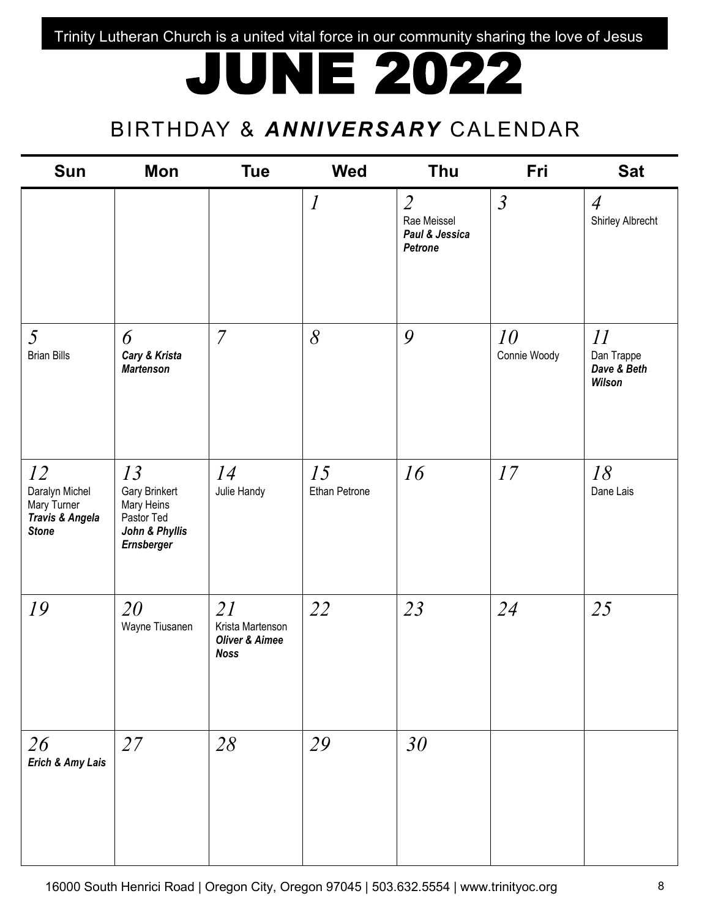Trinity Lutheran Church is a united vital force in our community sharing the love of Jesus

# JUNE 2022

## BIRTHDAY & ***ANNIVERSARY*** CALENDAR

| Sun | Mon | Tue | Wed | Thu | Fri | Sat |
|---|---|---|---|---|---|---|
| | | | *1* | *2*<br>Rae Meissel<br>***Paul & Jessica Petrone*** | *3* | *4*<br>Shirley Albrecht |
| *5*<br>Brian Bills | *6*<br>***Cary & Krista Martenson*** | *7* | *8* | *9* | *10*<br>Connie Woody | *11*<br>Dan Trappe<br>***Dave & Beth Wilson*** |
| *12*<br>Daralyn Michel<br>Mary Turner<br>***Travis & Angela Stone*** | *13*<br>Gary Brinkert<br>Mary Heins<br>Pastor Ted<br>***John & Phyllis Ernsberger*** | *14*<br>Julie Handy | *15*<br>Ethan Petrone | *16* | *17* | *18*<br>Dane Lais |
| *19* | *20*<br>Wayne Tiusanen | *21*<br>Krista Martenson<br>***Oliver & Aimee Noss*** | *22* | *23* | *24* | *25* |
| *26*<br>***Erich & Amy Lais*** | *27* | *28* | *29* | *30* | | |

16000 South Henrici Road | Oregon City, Oregon 97045 | 503.632.5554 | www.trinityoc.org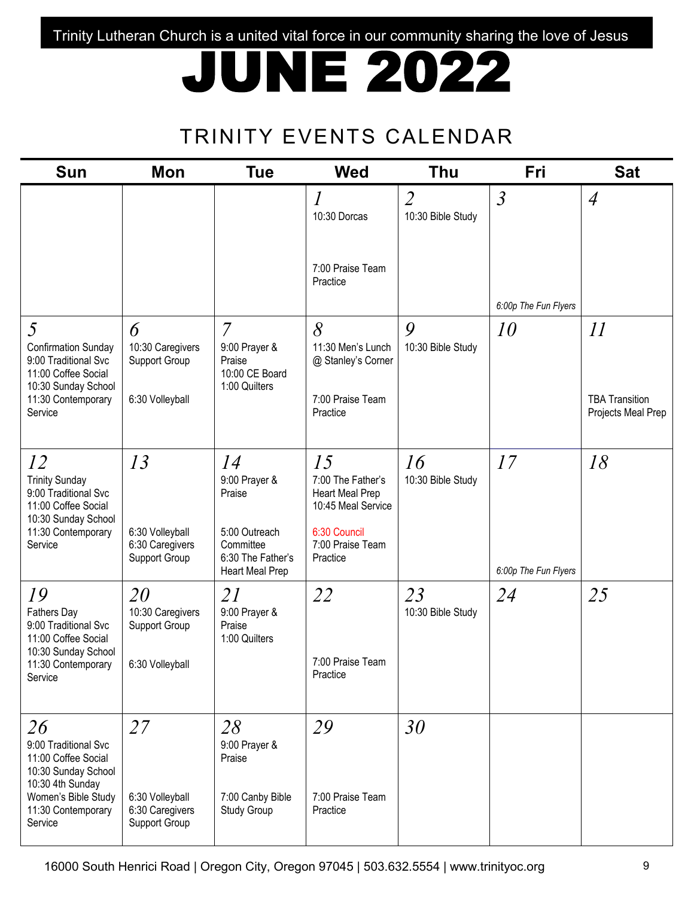Trinity Lutheran Church is a united vital force in our community sharing the love of Jesus

# JUNE 2022

## TRINITY EVENTS CALENDAR

| Sun | Mon | Tue | Wed | Thu | Fri | Sat |
|---|---|---|---|---|---|---|
| | | | *1*<br>10:30 Dorcas<br><br>7:00 Praise Team Practice | *2*<br>10:30 Bible Study | *3*<br><br>*6:00p The Fun Flyers* | *4* |
| *5*<br>Confirmation Sunday<br>9:00 Traditional Svc<br>11:00 Coffee Social<br>10:30 Sunday School<br>11:30 Contemporary Service | *6*<br>10:30 Caregivers Support Group<br><br>6:30 Volleyball | *7*<br>9:00 Prayer & Praise<br>10:00 CE Board<br>1:00 Quilters | *8*<br>11:30 Men's Lunch @ Stanley's Corner<br><br>7:00 Praise Team Practice | *9*<br>10:30 Bible Study | *10* | *11*<br><br>TBA Transition Projects Meal Prep |
| *12*<br>Trinity Sunday<br>9:00 Traditional Svc<br>11:00 Coffee Social<br>10:30 Sunday School<br>11:30 Contemporary Service | *13*<br><br>6:30 Volleyball<br>6:30 Caregivers Support Group | *14*<br>9:00 Prayer & Praise<br><br>5:00 Outreach Committee<br>6:30 The Father's Heart Meal Prep | *15*<br>7:00 The Father's Heart Meal Prep<br>10:45 Meal Service<br><br>6:30 Council<br>7:00 Praise Team Practice | *16*<br>10:30 Bible Study | *17*<br><br>*6:00p The Fun Flyers* | *18* |
| *19*<br>Fathers Day<br>9:00 Traditional Svc<br>11:00 Coffee Social<br>10:30 Sunday School<br>11:30 Contemporary Service | *20*<br>10:30 Caregivers Support Group<br><br>6:30 Volleyball | *21*<br>9:00 Prayer & Praise<br>1:00 Quilters | *22*<br><br>7:00 Praise Team Practice | *23*<br>10:30 Bible Study | *24* | *25* |
| *26*<br>9:00 Traditional Svc<br>11:00 Coffee Social<br>10:30 Sunday School<br>10:30 4th Sunday Women's Bible Study<br>11:30 Contemporary Service | *27*<br><br>6:30 Volleyball<br>6:30 Caregivers Support Group | *28*<br>9:00 Prayer & Praise<br><br>7:00 Canby Bible Study Group | *29*<br><br>7:00 Praise Team Practice | *30* | | |

16000 South Henrici Road | Oregon City, Oregon 97045 | 503.632.5554 | www.trinityoc.org